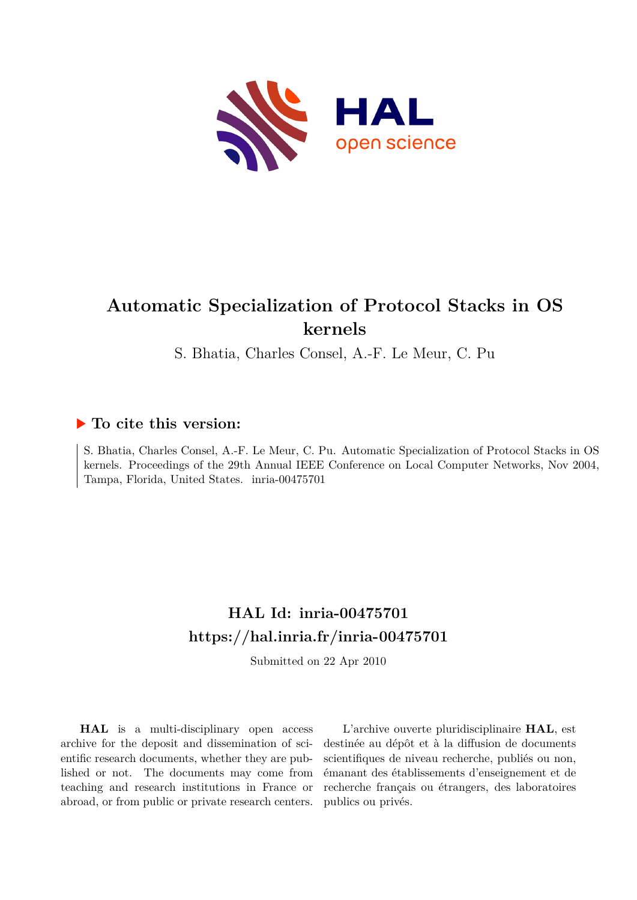# Automatic Specialization of Protocol Stacks in OS kernels

S. Bhatia, Charles Consel, A.-F. Le Meur, C. Pu

## ▶ To cite this version:

S. Bhatia, Charles Consel, A.-F. Le Meur, C. Pu. Automatic Specialization of Protocol Stacks in OS kernels. Proceedings of the 29th Annual IEEE Conference on Local Computer Networks, Nov 2004, Tampa, Florida, United States. inria-00475701

## HAL Id: inria-00475701

## https://hal.inria.fr/inria-00475701

Submitted on 22 Apr 2010

**HAL** is a multi-disciplinary open access archive for the deposit and dissemination of scientific research documents, whether they are published or not. The documents may come from teaching and research institutions in France or abroad, or from public or private research centers.

L'archive ouverte pluridisciplinaire **HAL**, est destinée au dépôt et à la diffusion de documents scientifiques de niveau recherche, publiés ou non, émanant des établissements d'enseignement et de recherche français ou étrangers, des laboratoires publics ou privés.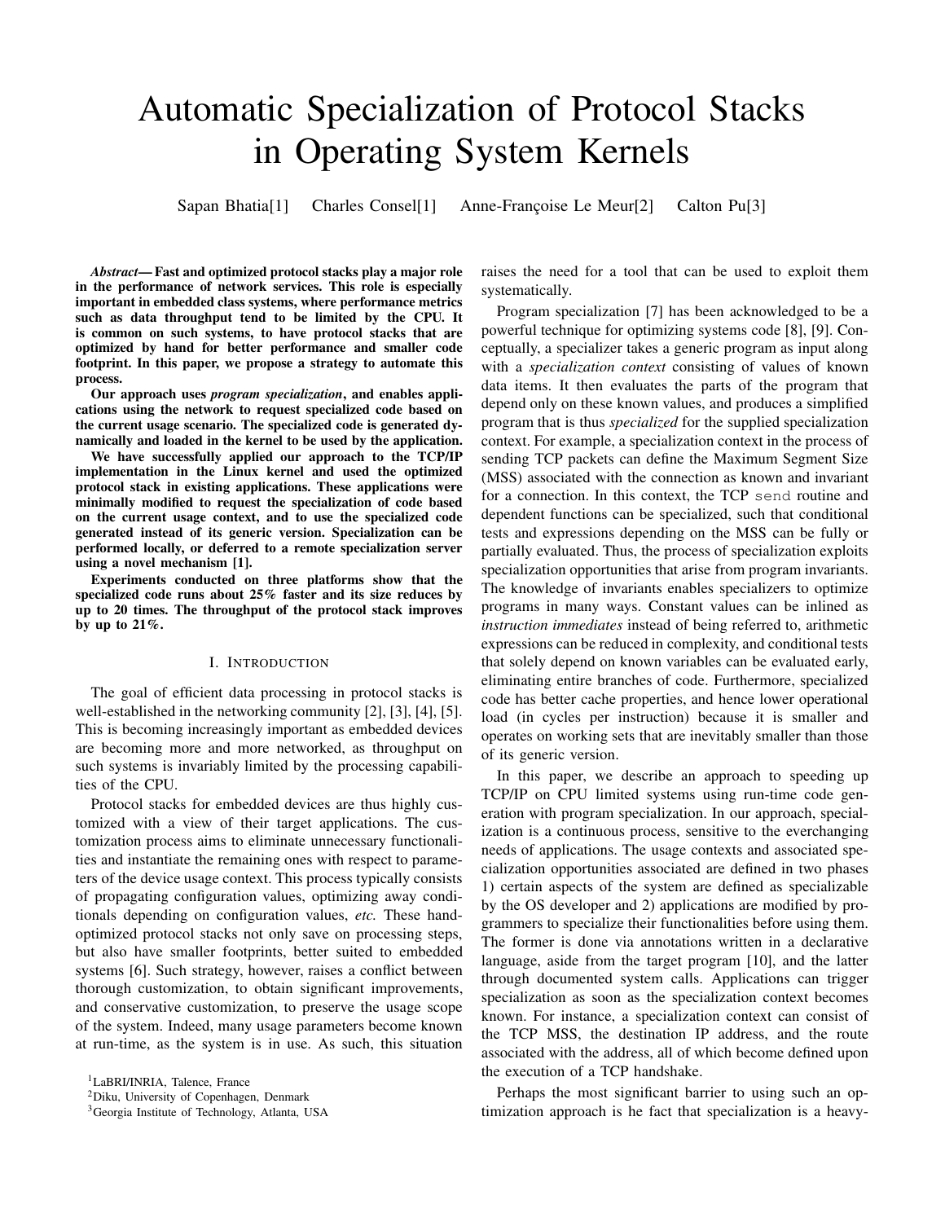# Automatic Specialization of Protocol Stacks in Operating System Kernels

Sapan Bhatia[1] Charles Consel[1] Anne-Françoise Le Meur[2] Calton Pu[3]

***Abstract*— Fast and optimized protocol stacks play a major role in the performance of network services. This role is especially important in embedded class systems, where performance metrics such as data throughput tend to be limited by the CPU. It is common on such systems, to have protocol stacks that are optimized by hand for better performance and smaller code footprint. In this paper, we propose a strategy to automate this process.**

**Our approach uses *program specialization*, and enables applications using the network to request specialized code based on the current usage scenario. The specialized code is generated dynamically and loaded in the kernel to be used by the application.**

**We have successfully applied our approach to the TCP/IP implementation in the Linux kernel and used the optimized protocol stack in existing applications. These applications were minimally modified to request the specialization of code based on the current usage context, and to use the specialized code generated instead of its generic version. Specialization can be performed locally, or deferred to a remote specialization server using a novel mechanism [1].**

**Experiments conducted on three platforms show that the specialized code runs about 25% faster and its size reduces by up to 20 times. The throughput of the protocol stack improves by up to 21%.**

## I. Introduction

The goal of efficient data processing in protocol stacks is well-established in the networking community [2], [3], [4], [5]. This is becoming increasingly important as embedded devices are becoming more and more networked, as throughput on such systems is invariably limited by the processing capabilities of the CPU.

Protocol stacks for embedded devices are thus highly customized with a view of their target applications. The customization process aims to eliminate unnecessary functionalities and instantiate the remaining ones with respect to parameters of the device usage context. This process typically consists of propagating configuration values, optimizing away conditionals depending on configuration values, *etc.* These hand-optimized protocol stacks not only save on processing steps, but also have smaller footprints, better suited to embedded systems [6]. Such strategy, however, raises a conflict between thorough customization, to obtain significant improvements, and conservative customization, to preserve the usage scope of the system. Indeed, many usage parameters become known at run-time, as the system is in use. As such, this situation raises the need for a tool that can be used to exploit them systematically.

Program specialization [7] has been acknowledged to be a powerful technique for optimizing systems code [8], [9]. Conceptually, a specializer takes a generic program as input along with a *specialization context* consisting of values of known data items. It then evaluates the parts of the program that depend only on these known values, and produces a simplified program that is thus *specialized* for the supplied specialization context. For example, a specialization context in the process of sending TCP packets can define the Maximum Segment Size (MSS) associated with the connection as known and invariant for a connection. In this context, the TCP `send` routine and dependent functions can be specialized, such that conditional tests and expressions depending on the MSS can be fully or partially evaluated. Thus, the process of specialization exploits specialization opportunities that arise from program invariants. The knowledge of invariants enables specializers to optimize programs in many ways. Constant values can be inlined as *instruction immediates* instead of being referred to, arithmetic expressions can be reduced in complexity, and conditional tests that solely depend on known variables can be evaluated early, eliminating entire branches of code. Furthermore, specialized code has better cache properties, and hence lower operational load (in cycles per instruction) because it is smaller and operates on working sets that are inevitably smaller than those of its generic version.

In this paper, we describe an approach to speeding up TCP/IP on CPU limited systems using run-time code generation with program specialization. In our approach, specialization is a continuous process, sensitive to the everchanging needs of applications. The usage contexts and associated specialization opportunities associated are defined in two phases 1) certain aspects of the system are defined as specializable by the OS developer and 2) applications are modified by programmers to specialize their functionalities before using them. The former is done via annotations written in a declarative language, aside from the target program [10], and the latter through documented system calls. Applications can trigger specialization as soon as the specialization context becomes known. For instance, a specialization context can consist of the TCP MSS, the destination IP address, and the route associated with the address, all of which become defined upon the execution of a TCP handshake.

Perhaps the most significant barrier to using such an optimization approach is he fact that specialization is a heavy-

[1]LaBRI/INRIA, Talence, France
[2]Diku, University of Copenhagen, Denmark
[3]Georgia Institute of Technology, Atlanta, USA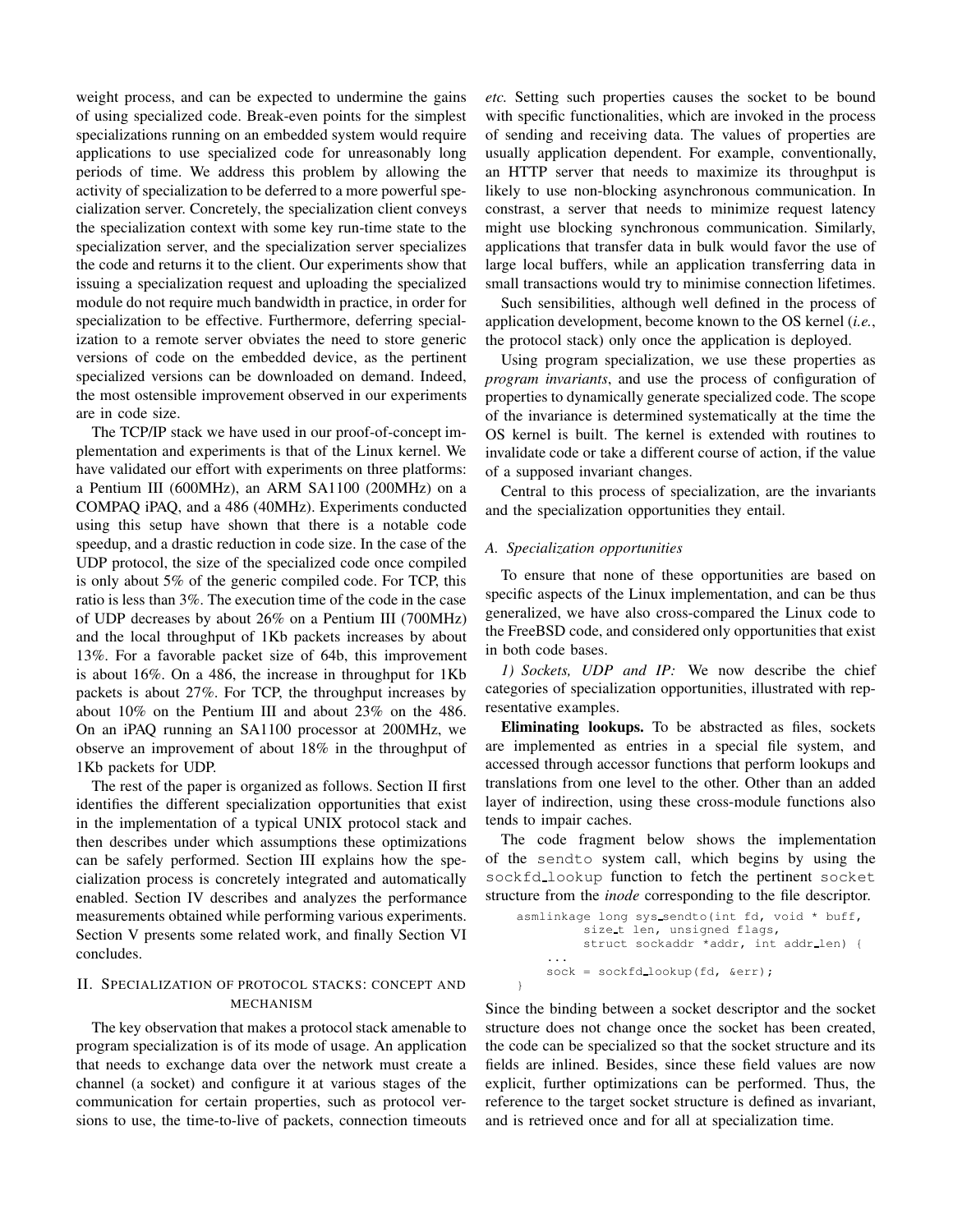weight process, and can be expected to undermine the gains of using specialized code. Break-even points for the simplest specializations running on an embedded system would require applications to use specialized code for unreasonably long periods of time. We address this problem by allowing the activity of specialization to be deferred to a more powerful specialization server. Concretely, the specialization client conveys the specialization context with some key run-time state to the specialization server, and the specialization server specializes the code and returns it to the client. Our experiments show that issuing a specialization request and uploading the specialized module do not require much bandwidth in practice, in order for specialization to be effective. Furthermore, deferring specialization to a remote server obviates the need to store generic versions of code on the embedded device, as the pertinent specialized versions can be downloaded on demand. Indeed, the most ostensible improvement observed in our experiments are in code size.

The TCP/IP stack we have used in our proof-of-concept implementation and experiments is that of the Linux kernel. We have validated our effort with experiments on three platforms: a Pentium III (600MHz), an ARM SA1100 (200MHz) on a COMPAQ iPAQ, and a 486 (40MHz). Experiments conducted using this setup have shown that there is a notable code speedup, and a drastic reduction in code size. In the case of the UDP protocol, the size of the specialized code once compiled is only about 5% of the generic compiled code. For TCP, this ratio is less than 3%. The execution time of the code in the case of UDP decreases by about 26% on a Pentium III (700MHz) and the local throughput of 1Kb packets increases by about 13%. For a favorable packet size of 64b, this improvement is about 16%. On a 486, the increase in throughput for 1Kb packets is about 27%. For TCP, the throughput increases by about 10% on the Pentium III and about 23% on the 486. On an iPAQ running an SA1100 processor at 200MHz, we observe an improvement of about 18% in the throughput of 1Kb packets for UDP.

The rest of the paper is organized as follows. Section II first identifies the different specialization opportunities that exist in the implementation of a typical UNIX protocol stack and then describes under which assumptions these optimizations can be safely performed. Section III explains how the specialization process is concretely integrated and automatically enabled. Section IV describes and analyzes the performance measurements obtained while performing various experiments. Section V presents some related work, and finally Section VI concludes.

## II. Specialization of protocol stacks: concept and mechanism

The key observation that makes a protocol stack amenable to program specialization is of its mode of usage. An application that needs to exchange data over the network must create a channel (a socket) and configure it at various stages of the communication for certain properties, such as protocol versions to use, the time-to-live of packets, connection timeouts *etc.* Setting such properties causes the socket to be bound with specific functionalities, which are invoked in the process of sending and receiving data. The values of properties are usually application dependent. For example, conventionally, an HTTP server that needs to maximize its throughput is likely to use non-blocking asynchronous communication. In constrast, a server that needs to minimize request latency might use blocking synchronous communication. Similarly, applications that transfer data in bulk would favor the use of large local buffers, while an application transferring data in small transactions would try to minimise connection lifetimes.

Such sensibilities, although well defined in the process of application development, become known to the OS kernel (*i.e.*, the protocol stack) only once the application is deployed.

Using program specialization, we use these properties as *program invariants*, and use the process of configuration of properties to dynamically generate specialized code. The scope of the invariance is determined systematically at the time the OS kernel is built. The kernel is extended with routines to invalidate code or take a different course of action, if the value of a supposed invariant changes.

Central to this process of specialization, are the invariants and the specialization opportunities they entail.

### A. Specialization opportunities

To ensure that none of these opportunities are based on specific aspects of the Linux implementation, and can be thus generalized, we have also cross-compared the Linux code to the FreeBSD code, and considered only opportunities that exist in both code bases.

*1) Sockets, UDP and IP:* We now describe the chief categories of specialization opportunities, illustrated with representative examples.

**Eliminating lookups.** To be abstracted as files, sockets are implemented as entries in a special file system, and accessed through accessor functions that perform lookups and translations from one level to the other. Other than an added layer of indirection, using these cross-module functions also tends to impair caches.

The code fragment below shows the implementation of the `sendto` system call, which begins by using the `sockfd_lookup` function to fetch the pertinent `socket` structure from the *inode* corresponding to the file descriptor.

```
asmlinkage long sys_sendto(int fd, void * buff,
          size_t len, unsigned flags,
          struct sockaddr *addr, int addr_len) {
     ...
     sock = sockfd_lookup(fd, &err);
}
```

Since the binding between a socket descriptor and the socket structure does not change once the socket has been created, the code can be specialized so that the socket structure and its fields are inlined. Besides, since these field values are now explicit, further optimizations can be performed. Thus, the reference to the target socket structure is defined as invariant, and is retrieved once and for all at specialization time.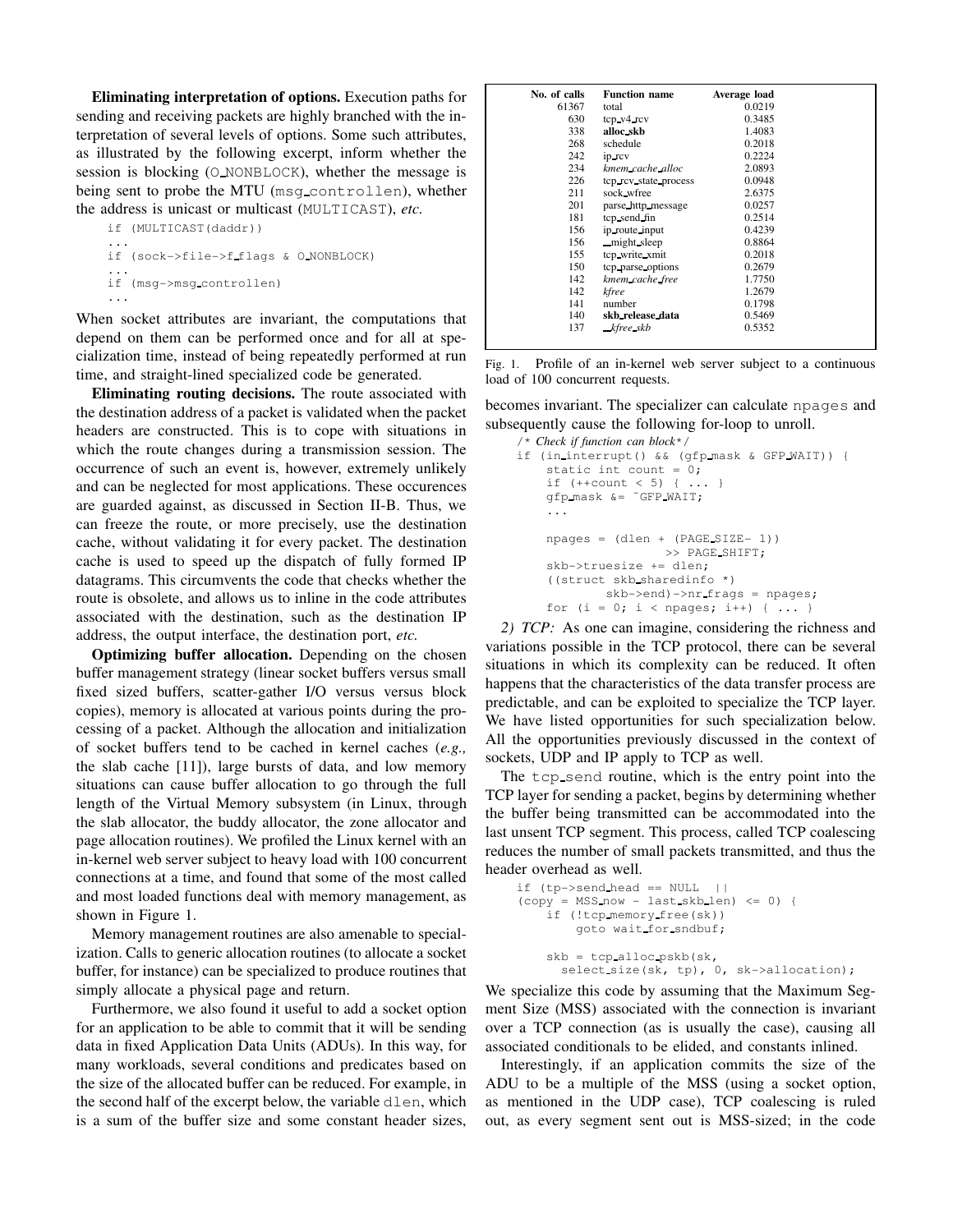**Eliminating interpretation of options.** Execution paths for sending and receiving packets are highly branched with the interpretation of several levels of options. Some such attributes, as illustrated by the following excerpt, inform whether the session is blocking (O_NONBLOCK), whether the message is being sent to probe the MTU (msg_controllen), whether the address is unicast or multicast (MULTICAST), *etc.*

```
if (MULTICAST(daddr))
...
if (sock->file->f_flags & O_NONBLOCK)
...
if (msg->msg_controllen)
...
```

When socket attributes are invariant, the computations that depend on them can be performed once and for all at specialization time, instead of being repeatedly performed at run time, and straight-lined specialized code be generated.

**Eliminating routing decisions.** The route associated with the destination address of a packet is validated when the packet headers are constructed. This is to cope with situations in which the route changes during a transmission session. The occurrence of such an event is, however, extremely unlikely and can be neglected for most applications. These occurences are guarded against, as discussed in Section II-B. Thus, we can freeze the route, or more precisely, use the destination cache, without validating it for every packet. The destination cache is used to speed up the dispatch of fully formed IP datagrams. This circumvents the code that checks whether the route is obsolete, and allows us to inline in the code attributes associated with the destination, such as the destination IP address, the output interface, the destination port, *etc.*

**Optimizing buffer allocation.** Depending on the chosen buffer management strategy (linear socket buffers versus small fixed sized buffers, scatter-gather I/O versus versus block copies), memory is allocated at various points during the processing of a packet. Although the allocation and initialization of socket buffers tend to be cached in kernel caches (*e.g.,* the slab cache [11]), large bursts of data, and low memory situations can cause buffer allocation to go through the full length of the Virtual Memory subsystem (in Linux, through the slab allocator, the buddy allocator, the zone allocator and page allocation routines). We profiled the Linux kernel with an in-kernel web server subject to heavy load with 100 concurrent connections at a time, and found that some of the most called and most loaded functions deal with memory management, as shown in Figure 1.

| No. of calls | Function name | Average load |
|---|---|---|
| 61367 | total | 0.0219 |
| 630 | tcp_v4_rcv | 0.3485 |
| 338 | **alloc_skb** | 1.4083 |
| 268 | schedule | 0.2018 |
| 242 | ip_rcv | 0.2224 |
| 234 | *kmem_cache_alloc* | 2.0893 |
| 226 | tcp_rcv_state_process | 0.0948 |
| 211 | sock_wfree | 2.6375 |
| 201 | parse_http_message | 0.0257 |
| 181 | tcp_send_fin | 0.2514 |
| 156 | ip_route_input | 0.4239 |
| 156 | __might_sleep | 0.8864 |
| 155 | tcp_write_xmit | 0.2018 |
| 150 | tcp_parse_options | 0.2679 |
| 142 | *kmem_cache_free* | 1.7750 |
| 142 | *kfree* | 1.2679 |
| 141 | number | 0.1798 |
| 140 | **skb_release_data** | 0.5469 |
| 137 | *__kfree_skb* | 0.5352 |

Fig. 1. Profile of an in-kernel web server subject to a continuous load of 100 concurrent requests.

Memory management routines are also amenable to specialization. Calls to generic allocation routines (to allocate a socket buffer, for instance) can be specialized to produce routines that simply allocate a physical page and return.

Furthermore, we also found it useful to add a socket option for an application to be able to commit that it will be sending data in fixed Application Data Units (ADUs). In this way, for many workloads, several conditions and predicates based on the size of the allocated buffer can be reduced. For example, in the second half of the excerpt below, the variable dlen, which is a sum of the buffer size and some constant header sizes, becomes invariant. The specializer can calculate npages and subsequently cause the following for-loop to unroll.

```
/* Check if function can block*/
if (in_interrupt() && (gfp_mask & GFP_WAIT)) {
    static int count = 0;
    if (++count < 5) { ... }
    gfp_mask &= ~GFP_WAIT;
    ...

    npages = (dlen + (PAGE_SIZE- 1))
                    >> PAGE_SHIFT;
    skb->truesize += dlen;
    ((struct skb_sharedinfo *)
            skb->end)->nr_frags = npages;
    for (i = 0; i < npages; i++) { ... }
```

*2) TCP:* As one can imagine, considering the richness and variations possible in the TCP protocol, there can be several situations in which its complexity can be reduced. It often happens that the characteristics of the data transfer process are predictable, and can be exploited to specialize the TCP layer. We have listed opportunities for such specialization below. All the opportunities previously discussed in the context of sockets, UDP and IP apply to TCP as well.

The tcp_send routine, which is the entry point into the TCP layer for sending a packet, begins by determining whether the buffer being transmitted can be accommodated into the last unsent TCP segment. This process, called TCP coalescing reduces the number of small packets transmitted, and thus the header overhead as well.

```
if (tp->send_head == NULL  ||
(copy = MSS_now - last_skb_len) <= 0) {
    if (!tcp_memory_free(sk))
        goto wait_for_sndbuf;

    skb = tcp_alloc_pskb(sk,
      select_size(sk, tp), 0, sk->allocation);
```

We specialize this code by assuming that the Maximum Segment Size (MSS) associated with the connection is invariant over a TCP connection (as is usually the case), causing all associated conditionals to be elided, and constants inlined.

Interestingly, if an application commits the size of the ADU to be a multiple of the MSS (using a socket option, as mentioned in the UDP case), TCP coalescing is ruled out, as every segment sent out is MSS-sized; in the code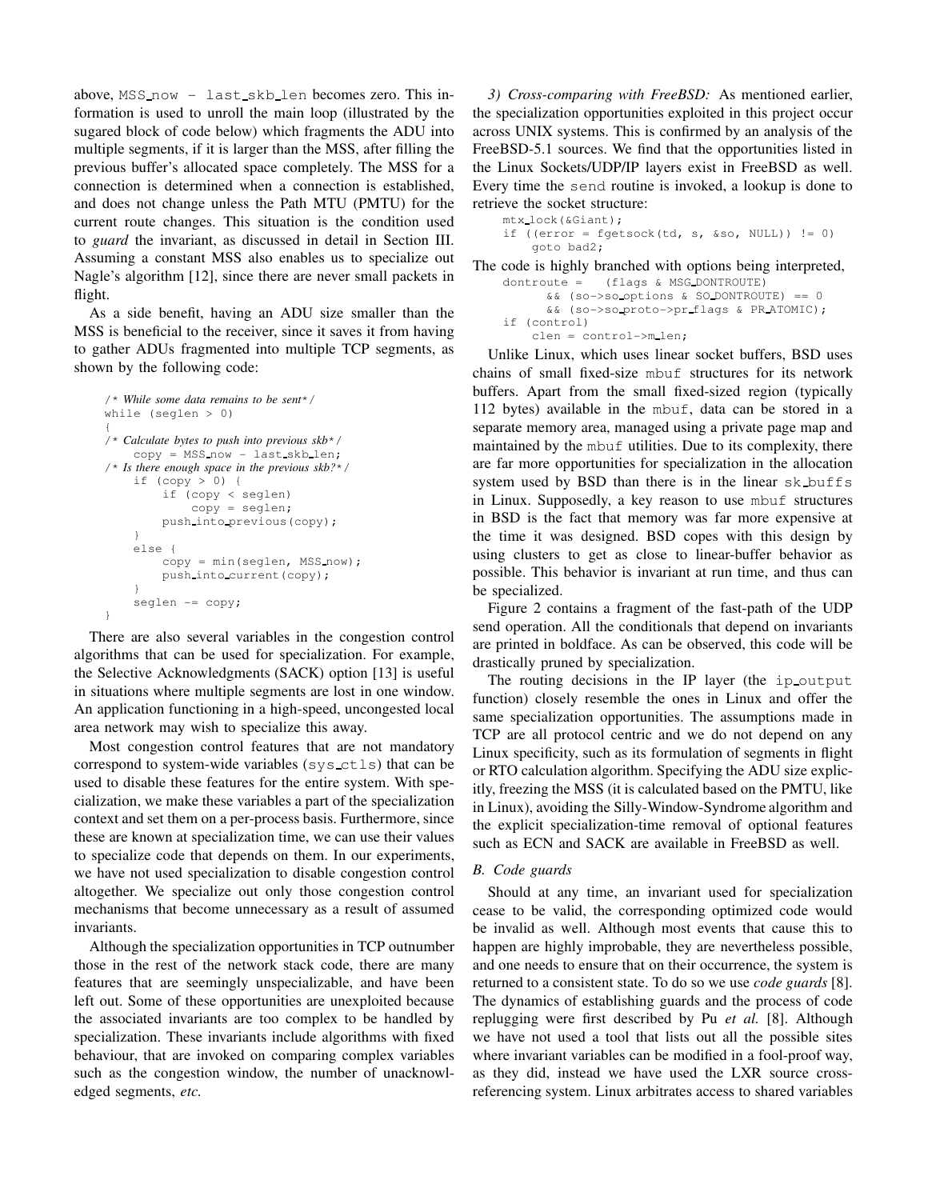above, `MSS_now - last_skb_len` becomes zero. This information is used to unroll the main loop (illustrated by the sugared block of code below) which fragments the ADU into multiple segments, if it is larger than the MSS, after filling the previous buffer's allocated space completely. The MSS for a connection is determined when a connection is established, and does not change unless the Path MTU (PMTU) for the current route changes. This situation is the condition used to *guard* the invariant, as discussed in detail in Section III. Assuming a constant MSS also enables us to specialize out Nagle's algorithm [12], since there are never small packets in flight.

As a side benefit, having an ADU size smaller than the MSS is beneficial to the receiver, since it saves it from having to gather ADUs fragmented into multiple TCP segments, as shown by the following code:

```
/* While some data remains to be sent*/
while (seglen > 0)
{
/* Calculate bytes to push into previous skb*/
    copy = MSS_now - last_skb_len;
/* Is there enough space in the previous skb?*/
    if (copy > 0) {
        if (copy < seglen)
            copy = seglen;
        push_into_previous(copy);
    }
    else {
        copy = min(seglen, MSS_now);
        push_into_current(copy);
    }
    seglen -= copy;
}
```

There are also several variables in the congestion control algorithms that can be used for specialization. For example, the Selective Acknowledgments (SACK) option [13] is useful in situations where multiple segments are lost in one window. An application functioning in a high-speed, uncongested local area network may wish to specialize this away.

Most congestion control features that are not mandatory correspond to system-wide variables (`sys_ctls`) that can be used to disable these features for the entire system. With specialization, we make these variables a part of the specialization context and set them on a per-process basis. Furthermore, since these are known at specialization time, we can use their values to specialize code that depends on them. In our experiments, we have not used specialization to disable congestion control altogether. We specialize out only those congestion control mechanisms that become unnecessary as a result of assumed invariants.

Although the specialization opportunities in TCP outnumber those in the rest of the network stack code, there are many features that are seemingly unspecializable, and have been left out. Some of these opportunities are unexploited because the associated invariants are too complex to be handled by specialization. These invariants include algorithms with fixed behaviour, that are invoked on comparing complex variables such as the congestion window, the number of unacknowledged segments, *etc.*

*3) Cross-comparing with FreeBSD:* As mentioned earlier, the specialization opportunities exploited in this project occur across UNIX systems. This is confirmed by an analysis of the FreeBSD-5.1 sources. We find that the opportunities listed in the Linux Sockets/UDP/IP layers exist in FreeBSD as well. Every time the `send` routine is invoked, a lookup is done to retrieve the socket structure:

```
mtx_lock(&Giant);
if ((error = fgetsock(td, s, &so, NULL)) != 0)
    goto bad2;
```

The code is highly branched with options being interpreted,

```
dontroute =   (flags & MSG_DONTROUTE)
      && (so->so_options & SO_DONTROUTE) == 0
      && (so->so_proto->pr_flags & PR_ATOMIC);
if (control)
    clen = control->m_len;
```

Unlike Linux, which uses linear socket buffers, BSD uses chains of small fixed-size `mbuf` structures for its network buffers. Apart from the small fixed-sized region (typically 112 bytes) available in the `mbuf`, data can be stored in a separate memory area, managed using a private page map and maintained by the `mbuf` utilities. Due to its complexity, there are far more opportunities for specialization in the allocation system used by BSD than there is in the linear `sk_buffs` in Linux. Supposedly, a key reason to use `mbuf` structures in BSD is the fact that memory was far more expensive at the time it was designed. BSD copes with this design by using clusters to get as close to linear-buffer behavior as possible. This behavior is invariant at run time, and thus can be specialized.

Figure 2 contains a fragment of the fast-path of the UDP send operation. All the conditionals that depend on invariants are printed in boldface. As can be observed, this code will be drastically pruned by specialization.

The routing decisions in the IP layer (the `ip_output` function) closely resemble the ones in Linux and offer the same specialization opportunities. The assumptions made in TCP are all protocol centric and we do not depend on any Linux specificity, such as its formulation of segments in flight or RTO calculation algorithm. Specifying the ADU size explicitly, freezing the MSS (it is calculated based on the PMTU, like in Linux), avoiding the Silly-Window-Syndrome algorithm and the explicit specialization-time removal of optional features such as ECN and SACK are available in FreeBSD as well.

### B. Code guards

Should at any time, an invariant used for specialization cease to be valid, the corresponding optimized code would be invalid as well. Although most events that cause this to happen are highly improbable, they are nevertheless possible, and one needs to ensure that on their occurrence, the system is returned to a consistent state. To do so we use *code guards* [8]. The dynamics of establishing guards and the process of code replugging were first described by Pu *et al.* [8]. Although we have not used a tool that lists out all the possible sites where invariant variables can be modified in a fool-proof way, as they did, instead we have used the LXR source cross-referencing system. Linux arbitrates access to shared variables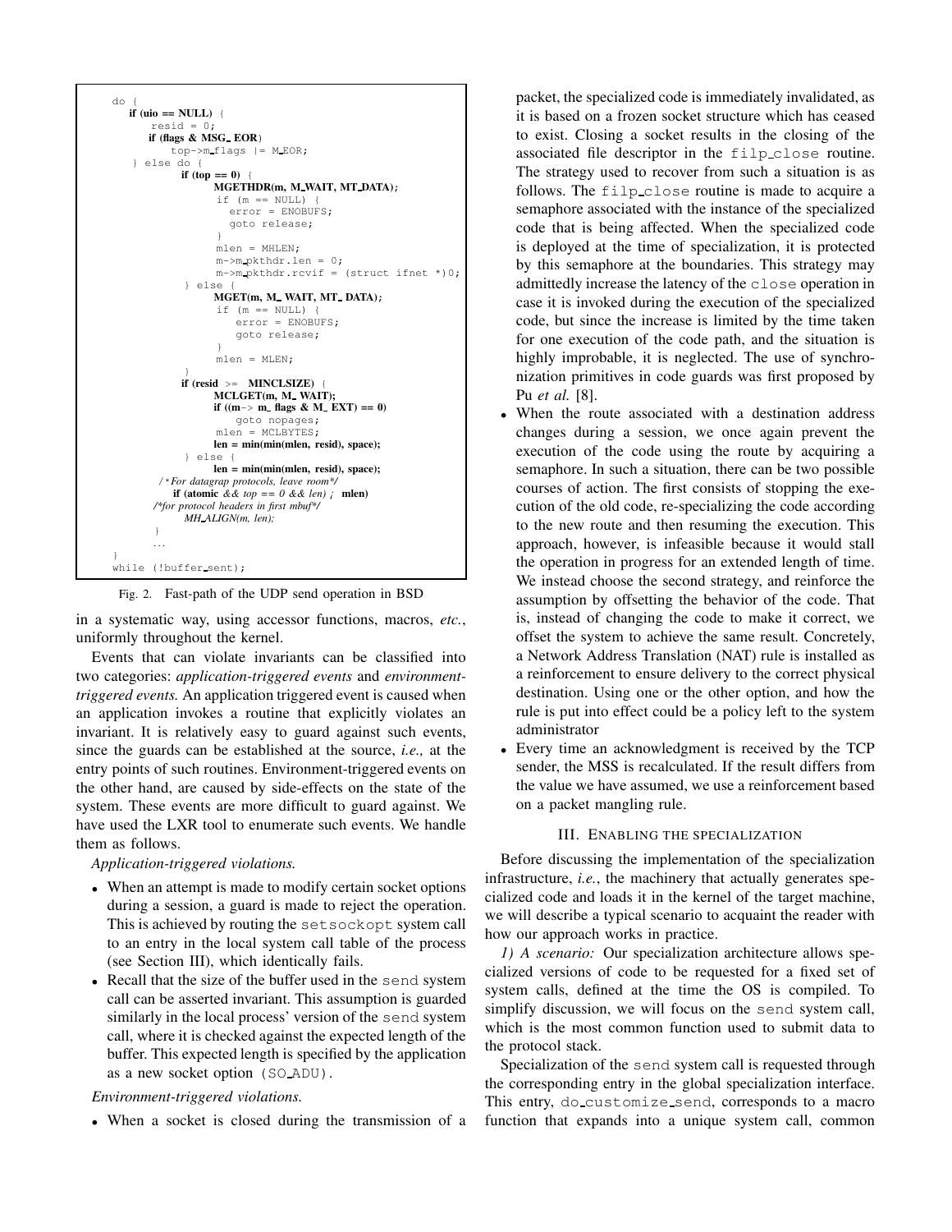```
do {
    if (uio == NULL) {
        resid = 0;
        if (flags & MSG_EOR)
            top->m_flags |= M_EOR;
    } else do {
            if (top == 0) {
                MGETHDR(m, M_WAIT, MT_DATA);
                if (m == NULL) {
                    error = ENOBUFS;
                    goto release;
                }
                mlen = MHLEN;
                m->m_pkthdr.len = 0;
                m->m_pkthdr.rcvif = (struct ifnet *)0;
            } else {
                MGET(m, M_WAIT, MT_DATA);
                if (m == NULL) {
                    error = ENOBUFS;
                    goto release;
                }
                mlen = MLEN;
            }
            if (resid >= MINCLSIZE) {
                MCLGET(m, M_WAIT);
                if ((m-> m_flags & M_EXT) == 0)
                    goto nopages;
                mlen = MCLBYTES;
                len = min(min(mlen, resid), space);
            } else {
                len = min(min(mlen, resid), space);
            /*For datagrap protocols, leave room*/
                if (atomic && top == 0 && len) ; mlen)
            /*for protocol headers in first mbuf*/
                    MH_ALIGN(m, len);
            }
            ...
}
while (!buffer_sent);
```

Fig. 2. Fast-path of the UDP send operation in BSD

in a systematic way, using accessor functions, macros, *etc.*, uniformly throughout the kernel.

Events that can violate invariants can be classified into two categories: *application-triggered events* and *environment-triggered events.* An application triggered event is caused when an application invokes a routine that explicitly violates an invariant. It is relatively easy to guard against such events, since the guards can be established at the source, *i.e.,* at the entry points of such routines. Environment-triggered events on the other hand, are caused by side-effects on the state of the system. These events are more difficult to guard against. We have used the LXR tool to enumerate such events. We handle them as follows.

*Application-triggered violations.*

- When an attempt is made to modify certain socket options during a session, a guard is made to reject the operation. This is achieved by routing the `setsockopt` system call to an entry in the local system call table of the process (see Section III), which identically fails.
- Recall that the size of the buffer used in the `send` system call can be asserted invariant. This assumption is guarded similarly in the local process' version of the `send` system call, where it is checked against the expected length of the buffer. This expected length is specified by the application as a new socket option (`SO_ADU`).

*Environment-triggered violations.*

- When a socket is closed during the transmission of a packet, the specialized code is immediately invalidated, as it is based on a frozen socket structure which has ceased to exist. Closing a socket results in the closing of the associated file descriptor in the `filp_close` routine. The strategy used to recover from such a situation is as follows. The `filp_close` routine is made to acquire a semaphore associated with the instance of the specialized code that is being affected. When the specialized code is deployed at the time of specialization, it is protected by this semaphore at the boundaries. This strategy may admittedly increase the latency of the `close` operation in case it is invoked during the execution of the specialized code, but since the increase is limited by the time taken for one execution of the code path, and the situation is highly improbable, it is neglected. The use of synchronization primitives in code guards was first proposed by Pu *et al.* [8].
- When the route associated with a destination address changes during a session, we once again prevent the execution of the code using the route by acquiring a semaphore. In such a situation, there can be two possible courses of action. The first consists of stopping the execution of the old code, re-specializing the code according to the new route and then resuming the execution. This approach, however, is infeasible because it would stall the operation in progress for an extended length of time. We instead choose the second strategy, and reinforce the assumption by offsetting the behavior of the code. That is, instead of changing the code to make it correct, we offset the system to achieve the same result. Concretely, a Network Address Translation (NAT) rule is installed as a reinforcement to ensure delivery to the correct physical destination. Using one or the other option, and how the rule is put into effect could be a policy left to the system administrator
- Every time an acknowledgment is received by the TCP sender, the MSS is recalculated. If the result differs from the value we have assumed, we use a reinforcement based on a packet mangling rule.

## III. Enabling the specialization

Before discussing the implementation of the specialization infrastructure, *i.e.*, the machinery that actually generates specialized code and loads it in the kernel of the target machine, we will describe a typical scenario to acquaint the reader with how our approach works in practice.

*1) A scenario:* Our specialization architecture allows specialized versions of code to be requested for a fixed set of system calls, defined at the time the OS is compiled. To simplify discussion, we will focus on the `send` system call, which is the most common function used to submit data to the protocol stack.

Specialization of the `send` system call is requested through the corresponding entry in the global specialization interface. This entry, `do_customize_send`, corresponds to a macro function that expands into a unique system call, common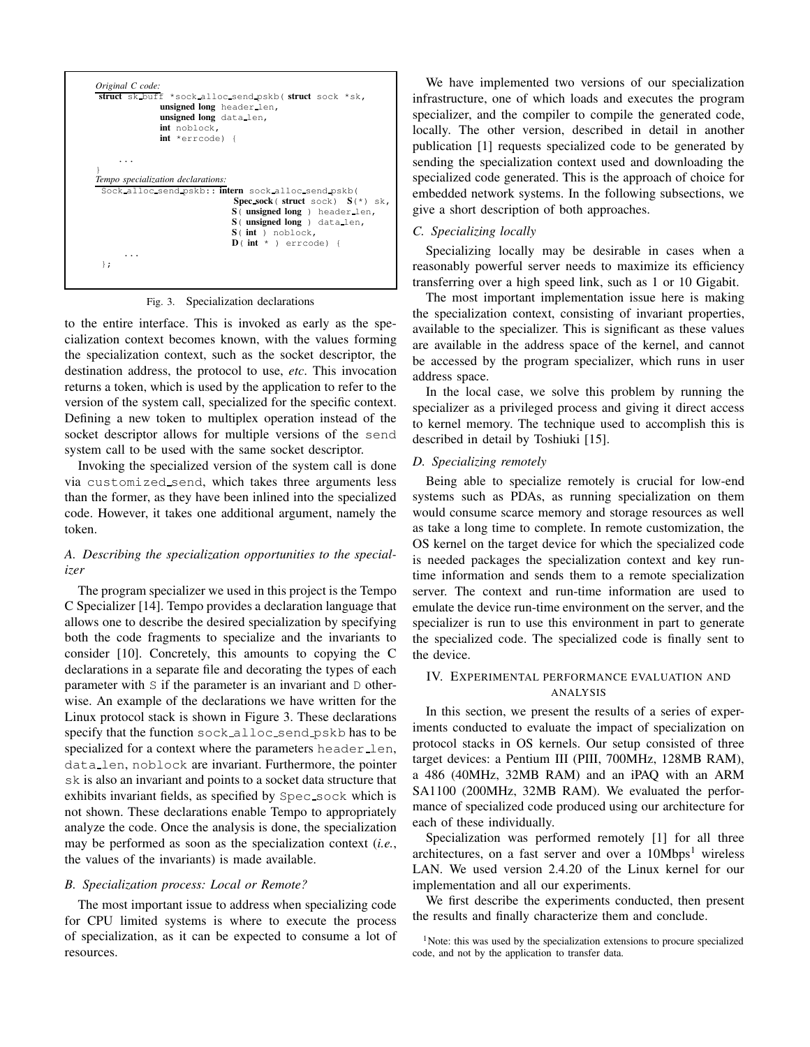```
Original C code:
struct sk_buff *sock_alloc_send_pskb( struct sock *sk,
              unsigned long header_len,
              unsigned long data_len,
              int noblock,
              int *errcode) {

    ...
}
Tempo specialization declarations:
 Sock_alloc_send_pskb:: intern sock_alloc_send_pskb(
                               Spec_sock( struct sock) S(*) sk,
                               S( unsigned long ) header_len,
                               S( unsigned long ) data_len,
                               S( int ) noblock,
                               D( int * ) errcode) {
      ...
 };
```

Fig. 3. Specialization declarations

to the entire interface. This is invoked as early as the specialization context becomes known, with the values forming the specialization context, such as the socket descriptor, the destination address, the protocol to use, *etc*. This invocation returns a token, which is used by the application to refer to the version of the system call, specialized for the specific context. Defining a new token to multiplex operation instead of the socket descriptor allows for multiple versions of the send system call to be used with the same socket descriptor.

Invoking the specialized version of the system call is done via customized_send, which takes three arguments less than the former, as they have been inlined into the specialized code. However, it takes one additional argument, namely the token.

### A. Describing the specialization opportunities to the specializer

The program specializer we used in this project is the Tempo C Specializer [14]. Tempo provides a declaration language that allows one to describe the desired specialization by specifying both the code fragments to specialize and the invariants to consider [10]. Concretely, this amounts to copying the C declarations in a separate file and decorating the types of each parameter with S if the parameter is an invariant and D otherwise. An example of the declarations we have written for the Linux protocol stack is shown in Figure 3. These declarations specify that the function sock_alloc_send_pskb has to be specialized for a context where the parameters header_len, data_len, noblock are invariant. Furthermore, the pointer sk is also an invariant and points to a socket data structure that exhibits invariant fields, as specified by Spec_sock which is not shown. These declarations enable Tempo to appropriately analyze the code. Once the analysis is done, the specialization may be performed as soon as the specialization context (*i.e.*, the values of the invariants) is made available.

### B. Specialization process: Local or Remote?

The most important issue to address when specializing code for CPU limited systems is where to execute the process of specialization, as it can be expected to consume a lot of resources.

We have implemented two versions of our specialization infrastructure, one of which loads and executes the program specializer, and the compiler to compile the generated code, locally. The other version, described in detail in another publication [1] requests specialized code to be generated by sending the specialization context used and downloading the specialized code generated. This is the approach of choice for embedded network systems. In the following subsections, we give a short description of both approaches.

### C. Specializing locally

Specializing locally may be desirable in cases when a reasonably powerful server needs to maximize its efficiency transferring over a high speed link, such as 1 or 10 Gigabit.

The most important implementation issue here is making the specialization context, consisting of invariant properties, available to the specializer. This is significant as these values are available in the address space of the kernel, and cannot be accessed by the program specializer, which runs in user address space.

In the local case, we solve this problem by running the specializer as a privileged process and giving it direct access to kernel memory. The technique used to accomplish this is described in detail by Toshiuki [15].

### D. Specializing remotely

Being able to specialize remotely is crucial for low-end systems such as PDAs, as running specialization on them would consume scarce memory and storage resources as well as take a long time to complete. In remote customization, the OS kernel on the target device for which the specialized code is needed packages the specialization context and key run-time information and sends them to a remote specialization server. The context and run-time information are used to emulate the device run-time environment on the server, and the specializer is run to use this environment in part to generate the specialized code. The specialized code is finally sent to the device.

## IV. Experimental performance evaluation and analysis

In this section, we present the results of a series of experiments conducted to evaluate the impact of specialization on protocol stacks in OS kernels. Our setup consisted of three target devices: a Pentium III (PIII, 700MHz, 128MB RAM), a 486 (40MHz, 32MB RAM) and an iPAQ with an ARM SA1100 (200MHz, 32MB RAM). We evaluated the performance of specialized code produced using our architecture for each of these individually.

Specialization was performed remotely [1] for all three architectures, on a fast server and over a 10Mbps[1] wireless LAN. We used version 2.4.20 of the Linux kernel for our implementation and all our experiments.

We first describe the experiments conducted, then present the results and finally characterize them and conclude.

[1] Note: this was used by the specialization extensions to procure specialized code, and not by the application to transfer data.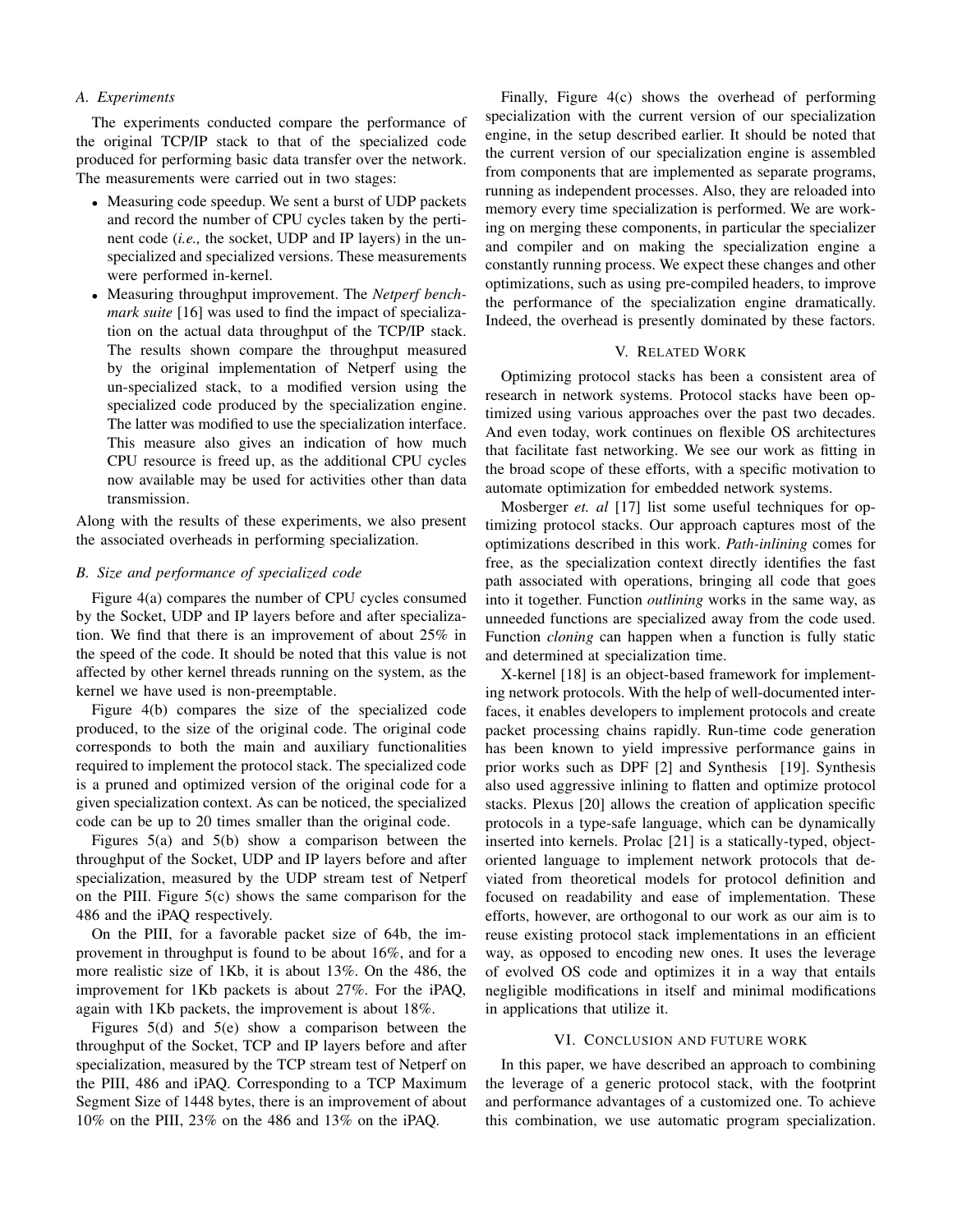### A. Experiments

The experiments conducted compare the performance of the original TCP/IP stack to that of the specialized code produced for performing basic data transfer over the network. The measurements were carried out in two stages:

- Measuring code speedup. We sent a burst of UDP packets and record the number of CPU cycles taken by the pertinent code (*i.e.,* the socket, UDP and IP layers) in the unspecialized and specialized versions. These measurements were performed in-kernel.
- Measuring throughput improvement. The *Netperf benchmark suite* [16] was used to find the impact of specialization on the actual data throughput of the TCP/IP stack. The results shown compare the throughput measured by the original implementation of Netperf using the un-specialized stack, to a modified version using the specialized code produced by the specialization engine. The latter was modified to use the specialization interface. This measure also gives an indication of how much CPU resource is freed up, as the additional CPU cycles now available may be used for activities other than data transmission.

Along with the results of these experiments, we also present the associated overheads in performing specialization.

### B. Size and performance of specialized code

Figure 4(a) compares the number of CPU cycles consumed by the Socket, UDP and IP layers before and after specialization. We find that there is an improvement of about 25% in the speed of the code. It should be noted that this value is not affected by other kernel threads running on the system, as the kernel we have used is non-preemptable.

Figure 4(b) compares the size of the specialized code produced, to the size of the original code. The original code corresponds to both the main and auxiliary functionalities required to implement the protocol stack. The specialized code is a pruned and optimized version of the original code for a given specialization context. As can be noticed, the specialized code can be up to 20 times smaller than the original code.

Figures 5(a) and 5(b) show a comparison between the throughput of the Socket, UDP and IP layers before and after specialization, measured by the UDP stream test of Netperf on the PIII. Figure 5(c) shows the same comparison for the 486 and the iPAQ respectively.

On the PIII, for a favorable packet size of 64b, the improvement in throughput is found to be about 16%, and for a more realistic size of 1Kb, it is about 13%. On the 486, the improvement for 1Kb packets is about 27%. For the iPAQ, again with 1Kb packets, the improvement is about 18%.

Figures 5(d) and 5(e) show a comparison between the throughput of the Socket, TCP and IP layers before and after specialization, measured by the TCP stream test of Netperf on the PIII, 486 and iPAQ. Corresponding to a TCP Maximum Segment Size of 1448 bytes, there is an improvement of about 10% on the PIII, 23% on the 486 and 13% on the iPAQ.

Finally, Figure 4(c) shows the overhead of performing specialization with the current version of our specialization engine, in the setup described earlier. It should be noted that the current version of our specialization engine is assembled from components that are implemented as separate programs, running as independent processes. Also, they are reloaded into memory every time specialization is performed. We are working on merging these components, in particular the specializer and compiler and on making the specialization engine a constantly running process. We expect these changes and other optimizations, such as using pre-compiled headers, to improve the performance of the specialization engine dramatically. Indeed, the overhead is presently dominated by these factors.

## V. Related Work

Optimizing protocol stacks has been a consistent area of research in network systems. Protocol stacks have been optimized using various approaches over the past two decades. And even today, work continues on flexible OS architectures that facilitate fast networking. We see our work as fitting in the broad scope of these efforts, with a specific motivation to automate optimization for embedded network systems.

Mosberger *et. al* [17] list some useful techniques for optimizing protocol stacks. Our approach captures most of the optimizations described in this work. *Path-inlining* comes for free, as the specialization context directly identifies the fast path associated with operations, bringing all code that goes into it together. Function *outlining* works in the same way, as unneeded functions are specialized away from the code used. Function *cloning* can happen when a function is fully static and determined at specialization time.

X-kernel [18] is an object-based framework for implementing network protocols. With the help of well-documented interfaces, it enables developers to implement protocols and create packet processing chains rapidly. Run-time code generation has been known to yield impressive performance gains in prior works such as DPF [2] and Synthesis [19]. Synthesis also used aggressive inlining to flatten and optimize protocol stacks. Plexus [20] allows the creation of application specific protocols in a type-safe language, which can be dynamically inserted into kernels. Prolac [21] is a statically-typed, object-oriented language to implement network protocols that deviated from theoretical models for protocol definition and focused on readability and ease of implementation. These efforts, however, are orthogonal to our work as our aim is to reuse existing protocol stack implementations in an efficient way, as opposed to encoding new ones. It uses the leverage of evolved OS code and optimizes it in a way that entails negligible modifications in itself and minimal modifications in applications that utilize it.

## VI. Conclusion and future work

In this paper, we have described an approach to combining the leverage of a generic protocol stack, with the footprint and performance advantages of a customized one. To achieve this combination, we use automatic program specialization.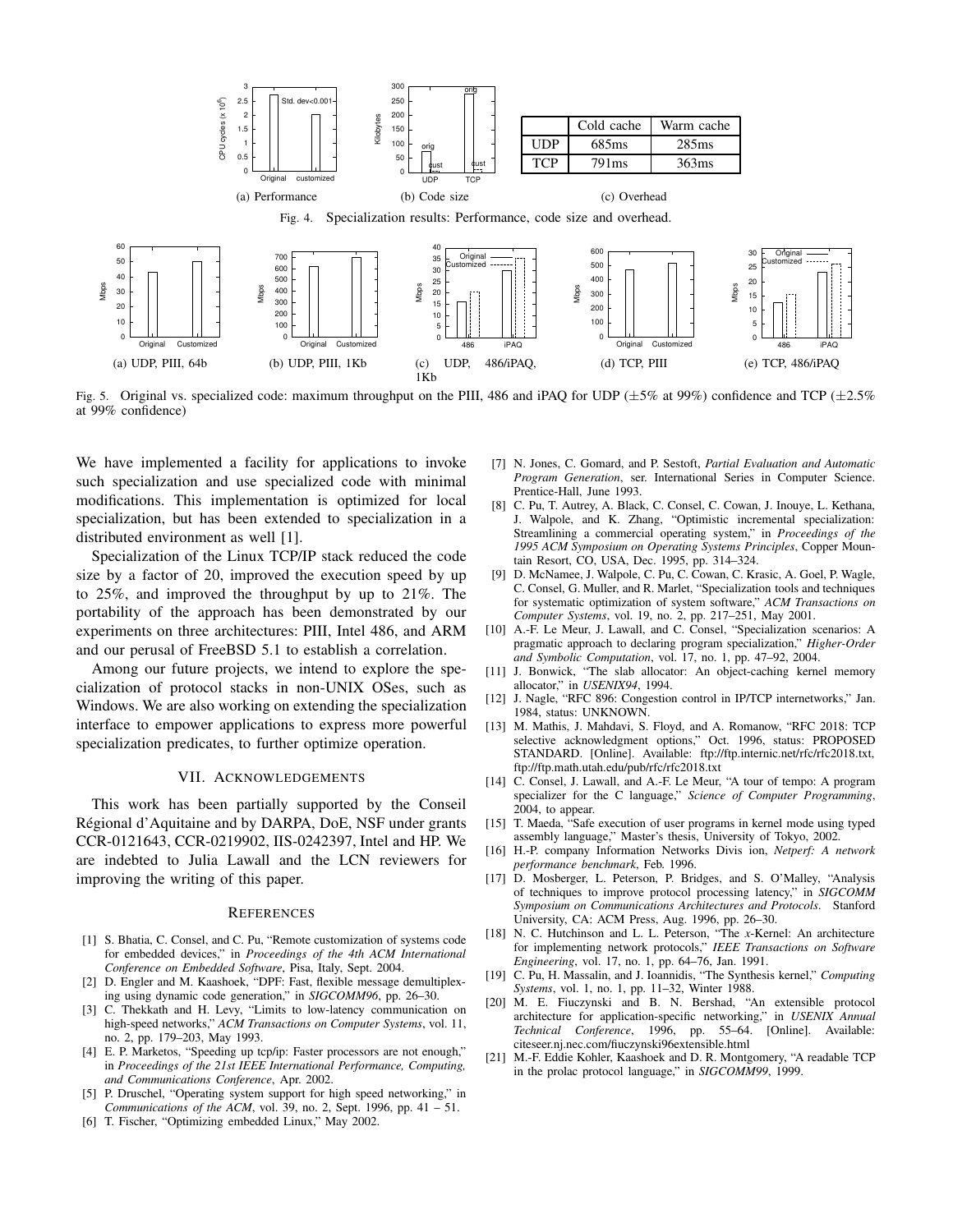3
2.5
2
1.5
1
0.5
0
CPU cycles (x $10^6$)
Std. dev<0.001
Original customized

(a) Performance

300
250
200
150
100
50
0
Kilobytes
orig
cust
orig
cust
UDP TCP

(b) Code size

| | Cold cache | Warm cache |
|---|---|---|
| UDP | 685ms | 285ms |
| TCP | 791ms | 363ms |

(c) Overhead

Fig. 4. Specialization results: Performance, code size and overhead.

60
50
40
30
20
10
0
Mbps
Original Customized

(a) UDP, PIII, 64b

700
600
500
400
300
200
100
0
Mbps
Original Customized

(b) UDP, PIII, 1Kb

40
35
30
25
20
15
10
5
0
Mbps
Original
Customized
486 iPAQ

(c) UDP, 486/iPAQ, 1Kb

600
500
400
300
200
100
0
Mbps
Original Customized

(d) TCP, PIII

30
25
20
15
10
5
0
Mbps
Original
Customized
486 iPAQ

(e) TCP, 486/iPAQ

Fig. 5. Original vs. specialized code: maximum throughput on the PIII, 486 and iPAQ for UDP (±5% at 99%) confidence and TCP (±2.5% at 99% confidence)

We have implemented a facility for applications to invoke such specialization and use specialized code with minimal modifications. This implementation is optimized for local specialization, but has been extended to specialization in a distributed environment as well [1].

Specialization of the Linux TCP/IP stack reduced the code size by a factor of 20, improved the execution speed by up to 25%, and improved the throughput by up to 21%. The portability of the approach has been demonstrated by our experiments on three architectures: PIII, Intel 486, and ARM and our perusal of FreeBSD 5.1 to establish a correlation.

Among our future projects, we intend to explore the specialization of protocol stacks in non-UNIX OSes, such as Windows. We are also working on extending the specialization interface to empower applications to express more powerful specialization predicates, to further optimize operation.

## VII. Acknowledgements

This work has been partially supported by the Conseil Régional d'Aquitaine and by DARPA, DoE, NSF under grants CCR-0121643, CCR-0219902, IIS-0242397, Intel and HP. We are indebted to Julia Lawall and the LCN reviewers for improving the writing of this paper.

## References

[1] S. Bhatia, C. Consel, and C. Pu, "Remote customization of systems code for embedded devices," in *Proceedings of the 4th ACM International Conference on Embedded Software*, Pisa, Italy, Sept. 2004.

[2] D. Engler and M. Kaashoek, "DPF: Fast, flexible message demultiplexing using dynamic code generation," in *SIGCOMM96*, pp. 26–30.

[3] C. Thekkath and H. Levy, "Limits to low-latency communication on high-speed networks," *ACM Transactions on Computer Systems*, vol. 11, no. 2, pp. 179–203, May 1993.

[4] E. P. Marketos, "Speeding up tcp/ip: Faster processors are not enough," in *Proceedings of the 21st IEEE International Performance, Computing, and Communications Conference*, Apr. 2002.

[5] P. Druschel, "Operating system support for high speed networking," in *Communications of the ACM*, vol. 39, no. 2, Sept. 1996, pp. 41 – 51.

[6] T. Fischer, "Optimizing embedded Linux," May 2002.

[7] N. Jones, C. Gomard, and P. Sestoft, *Partial Evaluation and Automatic Program Generation*, ser. International Series in Computer Science. Prentice-Hall, June 1993.

[8] C. Pu, T. Autrey, A. Black, C. Consel, C. Cowan, J. Inouye, L. Kethana, J. Walpole, and K. Zhang, "Optimistic incremental specialization: Streamlining a commercial operating system," in *Proceedings of the 1995 ACM Symposium on Operating Systems Principles*, Copper Mountain Resort, CO, USA, Dec. 1995, pp. 314–324.

[9] D. McNamee, J. Walpole, C. Pu, C. Cowan, C. Krasic, A. Goel, P. Wagle, C. Consel, G. Muller, and R. Marlet, "Specialization tools and techniques for systematic optimization of system software," *ACM Transactions on Computer Systems*, vol. 19, no. 2, pp. 217–251, May 2001.

[10] A.-F. Le Meur, J. Lawall, and C. Consel, "Specialization scenarios: A pragmatic approach to declaring program specialization," *Higher-Order and Symbolic Computation*, vol. 17, no. 1, pp. 47–92, 2004.

[11] J. Bonwick, "The slab allocator: An object-caching kernel memory allocator," in *USENIX94*, 1994.

[12] J. Nagle, "RFC 896: Congestion control in IP/TCP internetworks," Jan. 1984, status: UNKNOWN.

[13] M. Mathis, J. Mahdavi, S. Floyd, and A. Romanow, "RFC 2018: TCP selective acknowledgment options," Oct. 1996, status: PROPOSED STANDARD. [Online]. Available: ftp://ftp.internic.net/rfc/rfc2018.txt, ftp://ftp.math.utah.edu/pub/rfc/rfc2018.txt

[14] C. Consel, J. Lawall, and A.-F. Le Meur, "A tour of tempo: A program specializer for the C language," *Science of Computer Programming*, 2004, to appear.

[15] T. Maeda, "Safe execution of user programs in kernel mode using typed assembly language," Master's thesis, University of Tokyo, 2002.

[16] H.-P. company Information Networks Divis ion, *Netperf: A network performance benchmark*, Feb. 1996.

[17] D. Mosberger, L. Peterson, P. Bridges, and S. O'Malley, "Analysis of techniques to improve protocol processing latency," in *SIGCOMM Symposium on Communications Architectures and Protocols*. Stanford University, CA: ACM Press, Aug. 1996, pp. 26–30.

[18] N. C. Hutchinson and L. L. Peterson, "The *x*-Kernel: An architecture for implementing network protocols," *IEEE Transactions on Software Engineering*, vol. 17, no. 1, pp. 64–76, Jan. 1991.

[19] C. Pu, H. Massalin, and J. Ioannidis, "The Synthesis kernel," *Computing Systems*, vol. 1, no. 1, pp. 11–32, Winter 1988.

[20] M. E. Fiuczynski and B. N. Bershad, "An extensible protocol architecture for application-specific networking," in *USENIX Annual Technical Conference*, 1996, pp. 55–64. [Online]. Available: citeseer.nj.nec.com/fiuczynski96extensible.html

[21] M.-F. Eddie Kohler, Kaashoek and D. R. Montgomery, "A readable TCP in the prolac protocol language," in *SIGCOMM99*, 1999.